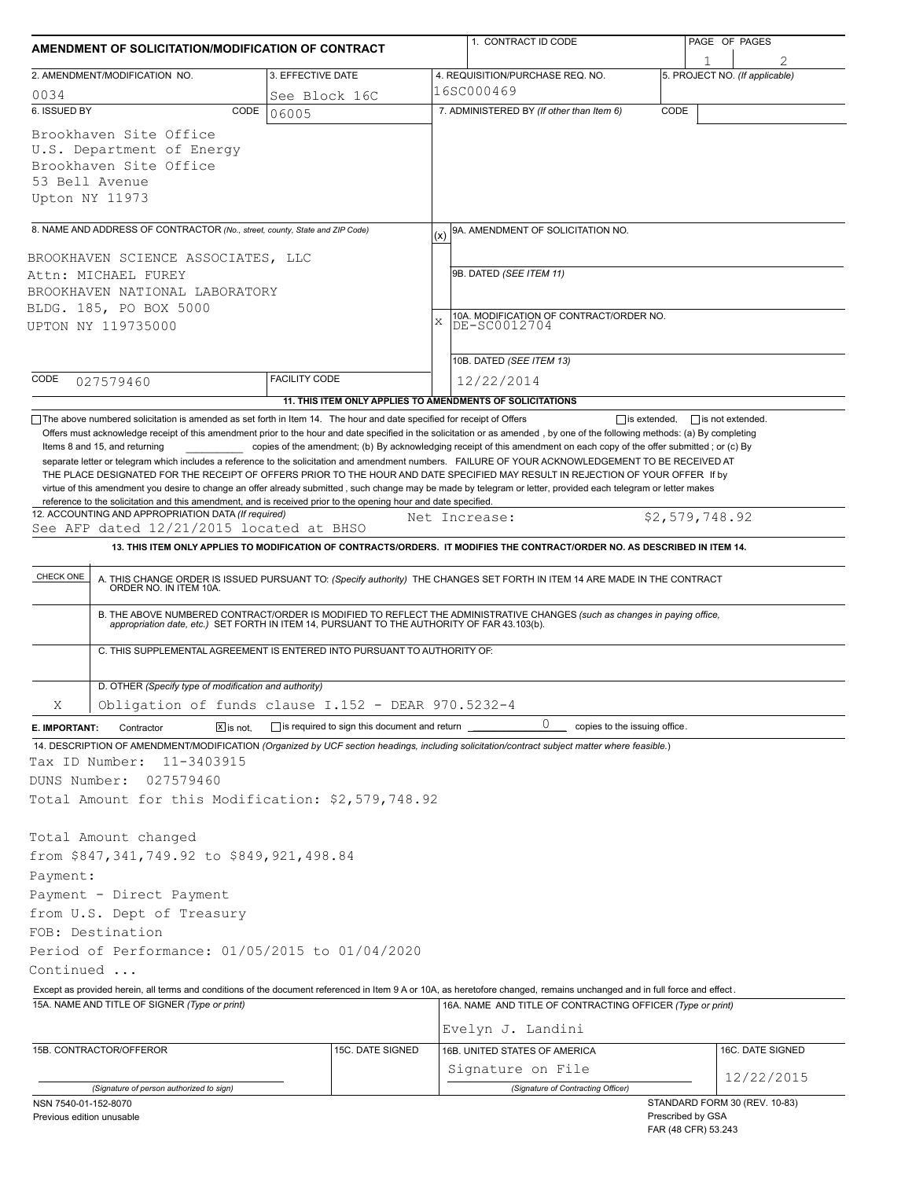# AMENDMENT OF SOLICITATION/MODIFICATION OF CONTRACT

| 1. CONTRACT ID CODE | PAGE OF PAGES |
|---|---|
| | 1 / 2 |

| 2. AMENDMENT/MODIFICATION NO. | 3. EFFECTIVE DATE | 4. REQUISITION/PURCHASE REQ. NO. | 5. PROJECT NO. (If applicable) |
|---|---|---|---|
| 0034 | See Block 16C | 16SC000469 | |

**6. ISSUED BY** CODE 06005

Brookhaven Site Office
U.S. Department of Energy
Brookhaven Site Office
53 Bell Avenue
Upton NY 11973

**7. ADMINISTERED BY** *(If other than Item 6)* CODE

**8. NAME AND ADDRESS OF CONTRACTOR** *(No., street, county, State and ZIP Code)*

BROOKHAVEN SCIENCE ASSOCIATES, LLC
Attn: MICHAEL FUREY
BROOKHAVEN NATIONAL LABORATORY
BLDG. 185, PO BOX 5000
UPTON NY 119735000

CODE 027579460 FACILITY CODE

(x) 9A. AMENDMENT OF SOLICITATION NO.

9B. DATED *(SEE ITEM 11)*

X 10A. MODIFICATION OF CONTRACT/ORDER NO.
DE-SC0012704

10B. DATED *(SEE ITEM 13)*
12/22/2014

**11. THIS ITEM ONLY APPLIES TO AMENDMENTS OF SOLICITATIONS**

☐ The above numbered solicitation is amended as set forth in Item 14. The hour and date specified for receipt of Offers ☐ is extended, ☐ is not extended.
Offers must acknowledge receipt of this amendment prior to the hour and date specified in the solicitation or as amended , by one of the following methods: (a) By completing Items 8 and 15, and returning ________ copies of the amendment; (b) By acknowledging receipt of this amendment on each copy of the offer submitted ; or (c) By separate letter or telegram which includes a reference to the solicitation and amendment numbers. FAILURE OF YOUR ACKNOWLEDGEMENT TO BE RECEIVED AT THE PLACE DESIGNATED FOR THE RECEIPT OF OFFERS PRIOR TO THE HOUR AND DATE SPECIFIED MAY RESULT IN REJECTION OF YOUR OFFER If by virtue of this amendment you desire to change an offer already submitted , such change may be made by telegram or letter, provided each telegram or letter makes reference to the solicitation and this amendment, and is received prior to the opening hour and date specified.

**12. ACCOUNTING AND APPROPRIATION DATA** *(If required)*
See AFP dated 12/21/2015 located at BHSO Net Increase: $2,579,748.92

**13. THIS ITEM ONLY APPLIES TO MODIFICATION OF CONTRACTS/ORDERS. IT MODIFIES THE CONTRACT/ORDER NO. AS DESCRIBED IN ITEM 14.**

| CHECK ONE | |
|---|---|
| | A. THIS CHANGE ORDER IS ISSUED PURSUANT TO: *(Specify authority)* THE CHANGES SET FORTH IN ITEM 14 ARE MADE IN THE CONTRACT ORDER NO. IN ITEM 10A. |
| | B. THE ABOVE NUMBERED CONTRACT/ORDER IS MODIFIED TO REFLECT THE ADMINISTRATIVE CHANGES *(such as changes in paying office, appropriation date, etc.)* SET FORTH IN ITEM 14, PURSUANT TO THE AUTHORITY OF FAR 43.103(b). |
| | C. THIS SUPPLEMENTAL AGREEMENT IS ENTERED INTO PURSUANT TO AUTHORITY OF: |
| X | D. OTHER *(Specify type of modification and authority)* Obligation of funds clause I.152 - DEAR 970.5232-4 |

**E. IMPORTANT:** Contractor ☒ is not, ☐ is required to sign this document and return 0 copies to the issuing office.

**14. DESCRIPTION OF AMENDMENT/MODIFICATION** *(Organized by UCF section headings, including solicitation/contract subject matter where feasible.)*

Tax ID Number: 11-3403915
DUNS Number: 027579460
Total Amount for this Modification: $2,579,748.92

Total Amount changed
from $847,341,749.92 to $849,921,498.84
Payment:
Payment - Direct Payment
from U.S. Dept of Treasury
FOB: Destination
Period of Performance: 01/05/2015 to 01/04/2020
Continued ...

Except as provided herein, all terms and conditions of the document referenced in Item 9 A or 10A, as heretofore changed, remains unchanged and in full force and effect.

| 15A. NAME AND TITLE OF SIGNER (Type or print) | | 16A. NAME AND TITLE OF CONTRACTING OFFICER (Type or print) | |
|---|---|---|---|
| | | Evelyn J. Landini | |
| 15B. CONTRACTOR/OFFEROR | 15C. DATE SIGNED | 16B. UNITED STATES OF AMERICA | 16C. DATE SIGNED |
| (Signature of person authorized to sign) | | Signature on File (Signature of Contracting Officer) | 12/22/2015 |

NSN 7540-01-152-8070
Previous edition unusable

STANDARD FORM 30 (REV. 10-83)
Prescribed by GSA
FAR (48 CFR) 53.243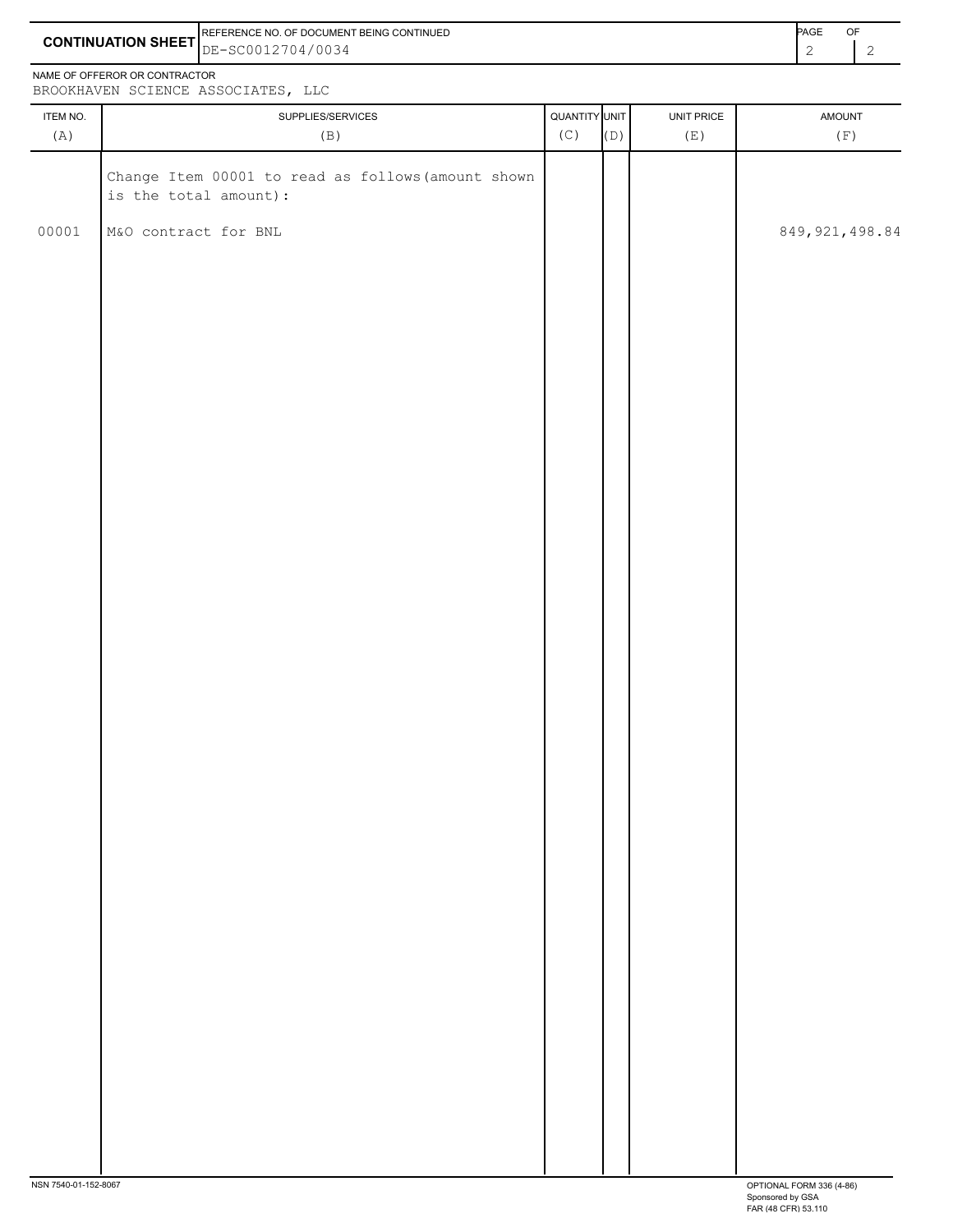**CONTINUATION SHEET**

REFERENCE NO. OF DOCUMENT BEING CONTINUED
DE-SC0012704/0034

NAME OF OFFEROR OR CONTRACTOR
BROOKHAVEN SCIENCE ASSOCIATES, LLC

| ITEM NO. (A) | SUPPLIES/SERVICES (B) | QUANTITY (C) | UNIT (D) | UNIT PRICE (E) | AMOUNT (F) |
|---|---|---|---|---|---|
| | Change Item 00001 to read as follows(amount shown is the total amount): | | | | |
| 00001 | M&O contract for BNL | | | | 849,921,498.84 |

NSN 7540-01-152-8067

OPTIONAL FORM 336 (4-86)
Sponsored by GSA
FAR (48 CFR) 53.110